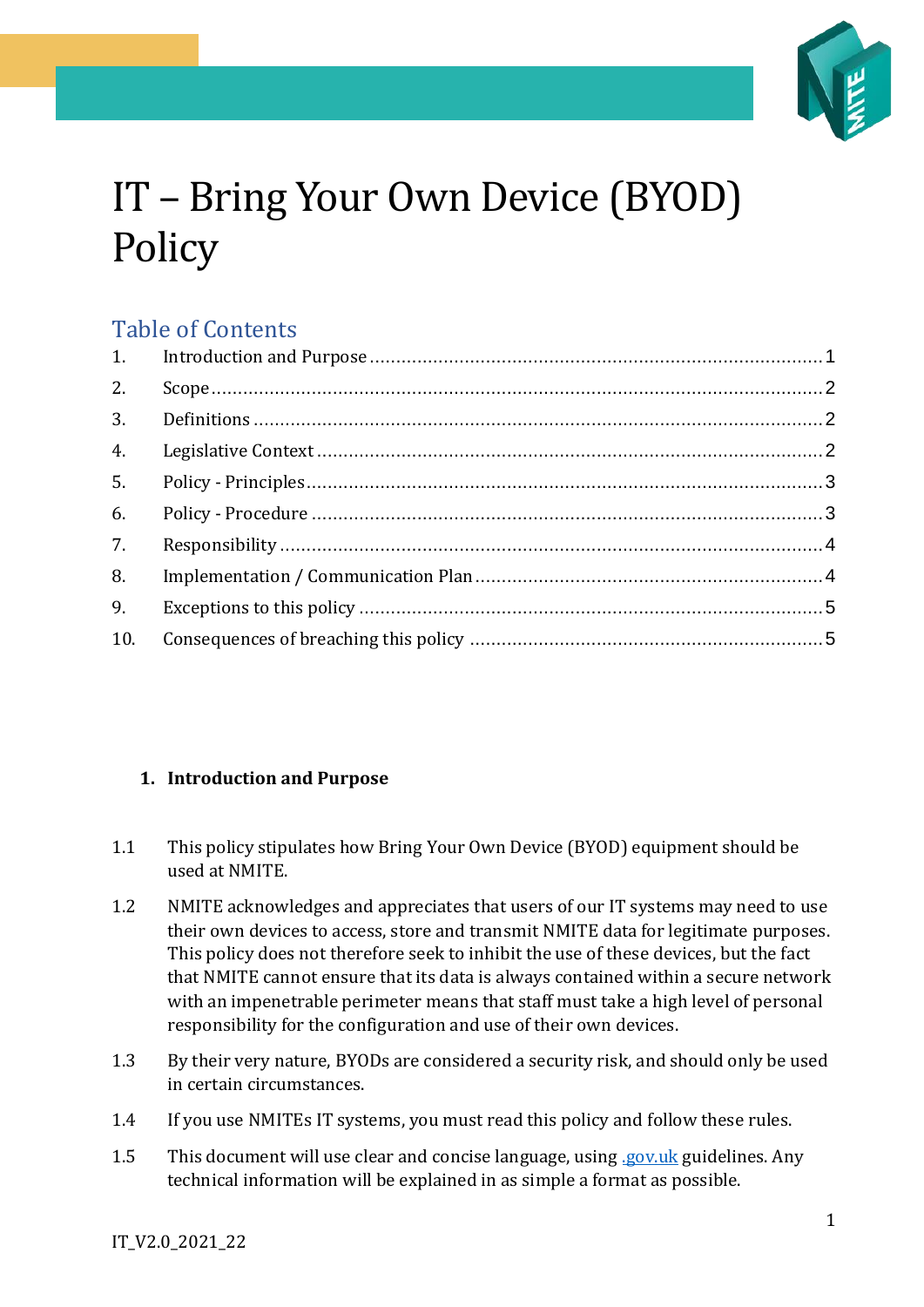# IT – Bring Your Own Device (BYOD) Policy

## Table of Contents

| | | |
|---|---|---|
| 1. | Introduction and Purpose | 1 |
| 2. | Scope | 2 |
| 3. | Definitions | 2 |
| 4. | Legislative Context | 2 |
| 5. | Policy - Principles | 3 |
| 6. | Policy - Procedure | 3 |
| 7. | Responsibility | 4 |
| 8. | Implementation / Communication Plan | 4 |
| 9. | Exceptions to this policy | 5 |
| 10. | Consequences of breaching this policy | 5 |

## 1. Introduction and Purpose

1.1 This policy stipulates how Bring Your Own Device (BYOD) equipment should be used at NMITE.

1.2 NMITE acknowledges and appreciates that users of our IT systems may need to use their own devices to access, store and transmit NMITE data for legitimate purposes. This policy does not therefore seek to inhibit the use of these devices, but the fact that NMITE cannot ensure that its data is always contained within a secure network with an impenetrable perimeter means that staff must take a high level of personal responsibility for the configuration and use of their own devices.

1.3 By their very nature, BYODs are considered a security risk, and should only be used in certain circumstances.

1.4 If you use NMITEs IT systems, you must read this policy and follow these rules.

1.5 This document will use clear and concise language, using .gov.uk guidelines. Any technical information will be explained in as simple a format as possible.

IT_V2.0_2021_22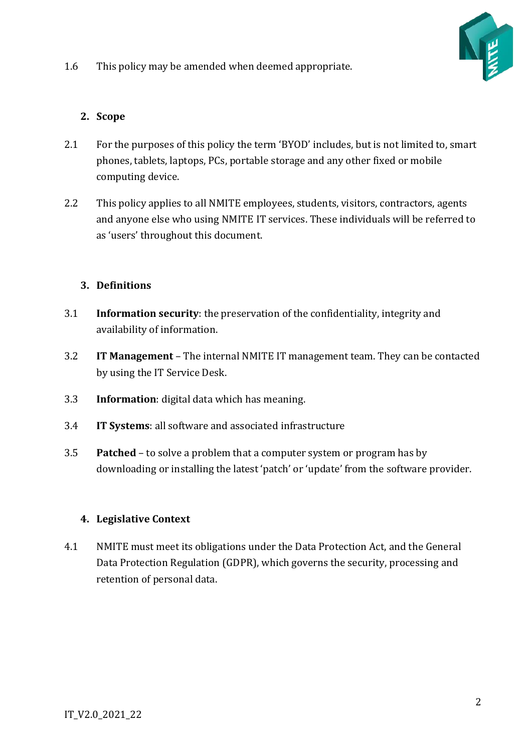1.6 This policy may be amended when deemed appropriate.

## 2. Scope

2.1 For the purposes of this policy the term 'BYOD' includes, but is not limited to, smart phones, tablets, laptops, PCs, portable storage and any other fixed or mobile computing device.

2.2 This policy applies to all NMITE employees, students, visitors, contractors, agents and anyone else who using NMITE IT services. These individuals will be referred to as 'users' throughout this document.

## 3. Definitions

3.1 **Information security**: the preservation of the confidentiality, integrity and availability of information.

3.2 **IT Management** – The internal NMITE IT management team. They can be contacted by using the IT Service Desk.

3.3 **Information**: digital data which has meaning.

3.4 **IT Systems**: all software and associated infrastructure

3.5 **Patched** – to solve a problem that a computer system or program has by downloading or installing the latest 'patch' or 'update' from the software provider.

## 4. Legislative Context

4.1 NMITE must meet its obligations under the Data Protection Act, and the General Data Protection Regulation (GDPR), which governs the security, processing and retention of personal data.

IT_V2.0_2021_22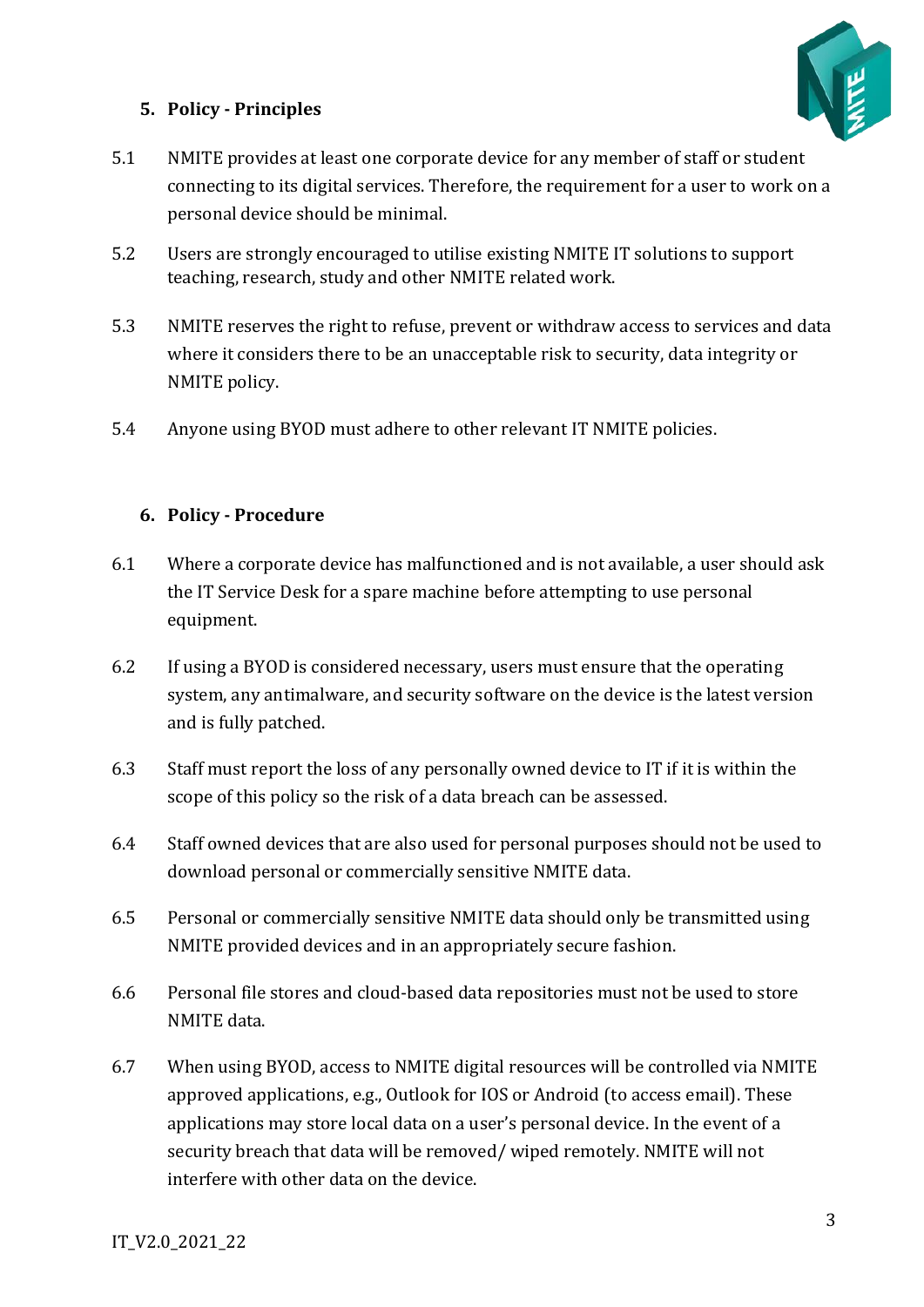## 5. Policy - Principles

5.1 NMITE provides at least one corporate device for any member of staff or student connecting to its digital services. Therefore, the requirement for a user to work on a personal device should be minimal.

5.2 Users are strongly encouraged to utilise existing NMITE IT solutions to support teaching, research, study and other NMITE related work.

5.3 NMITE reserves the right to refuse, prevent or withdraw access to services and data where it considers there to be an unacceptable risk to security, data integrity or NMITE policy.

5.4 Anyone using BYOD must adhere to other relevant IT NMITE policies.

## 6. Policy - Procedure

6.1 Where a corporate device has malfunctioned and is not available, a user should ask the IT Service Desk for a spare machine before attempting to use personal equipment.

6.2 If using a BYOD is considered necessary, users must ensure that the operating system, any antimalware, and security software on the device is the latest version and is fully patched.

6.3 Staff must report the loss of any personally owned device to IT if it is within the scope of this policy so the risk of a data breach can be assessed.

6.4 Staff owned devices that are also used for personal purposes should not be used to download personal or commercially sensitive NMITE data.

6.5 Personal or commercially sensitive NMITE data should only be transmitted using NMITE provided devices and in an appropriately secure fashion.

6.6 Personal file stores and cloud-based data repositories must not be used to store NMITE data.

6.7 When using BYOD, access to NMITE digital resources will be controlled via NMITE approved applications, e.g., Outlook for IOS or Android (to access email). These applications may store local data on a user's personal device. In the event of a security breach that data will be removed/ wiped remotely. NMITE will not interfere with other data on the device.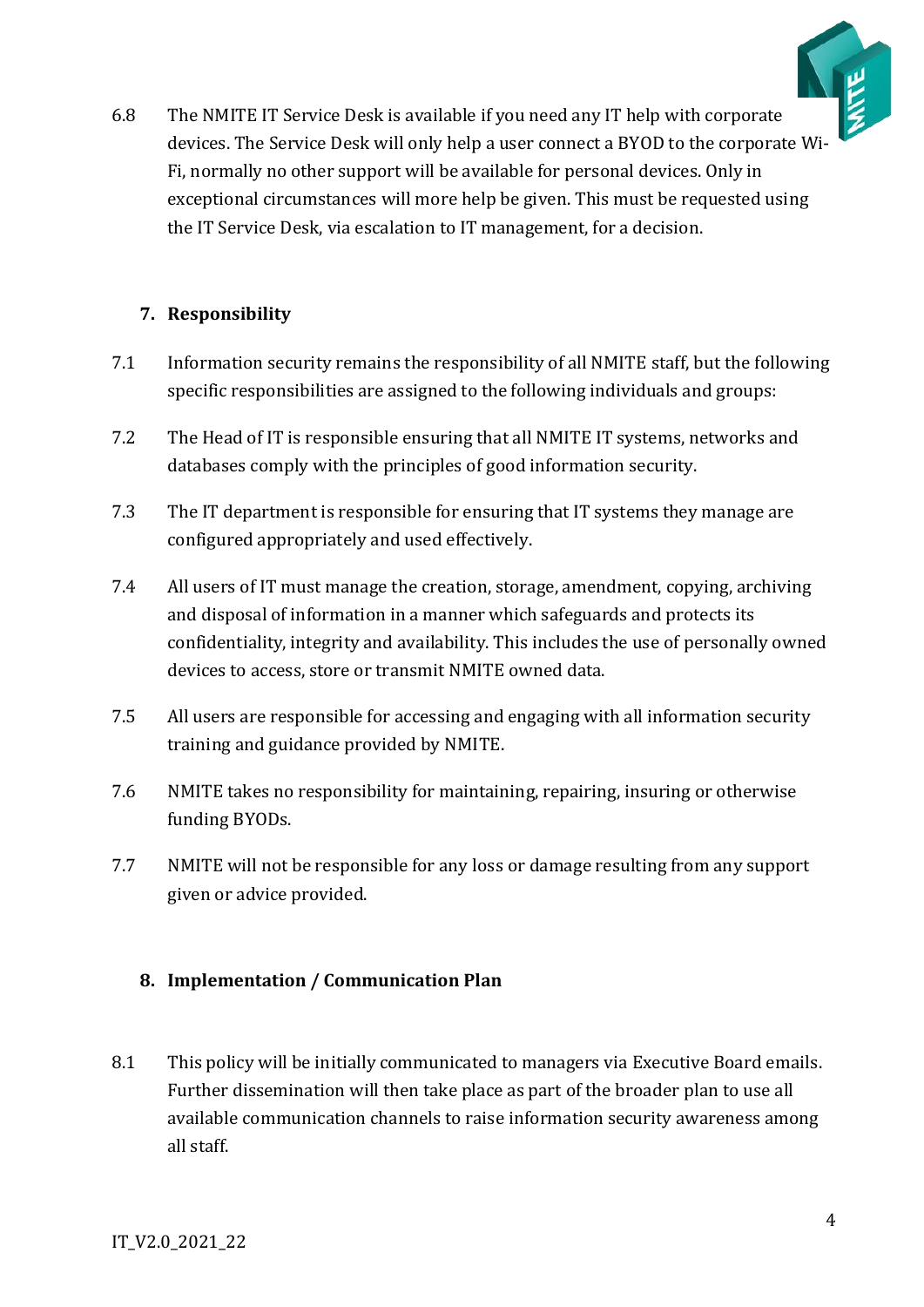6.8 The NMITE IT Service Desk is available if you need any IT help with corporate devices. The Service Desk will only help a user connect a BYOD to the corporate Wi-Fi, normally no other support will be available for personal devices. Only in exceptional circumstances will more help be given. This must be requested using the IT Service Desk, via escalation to IT management, for a decision.

## 7. Responsibility

7.1 Information security remains the responsibility of all NMITE staff, but the following specific responsibilities are assigned to the following individuals and groups:

7.2 The Head of IT is responsible ensuring that all NMITE IT systems, networks and databases comply with the principles of good information security.

7.3 The IT department is responsible for ensuring that IT systems they manage are configured appropriately and used effectively.

7.4 All users of IT must manage the creation, storage, amendment, copying, archiving and disposal of information in a manner which safeguards and protects its confidentiality, integrity and availability. This includes the use of personally owned devices to access, store or transmit NMITE owned data.

7.5 All users are responsible for accessing and engaging with all information security training and guidance provided by NMITE.

7.6 NMITE takes no responsibility for maintaining, repairing, insuring or otherwise funding BYODs.

7.7 NMITE will not be responsible for any loss or damage resulting from any support given or advice provided.

## 8. Implementation / Communication Plan

8.1 This policy will be initially communicated to managers via Executive Board emails. Further dissemination will then take place as part of the broader plan to use all available communication channels to raise information security awareness among all staff.

IT_V2.0_2021_22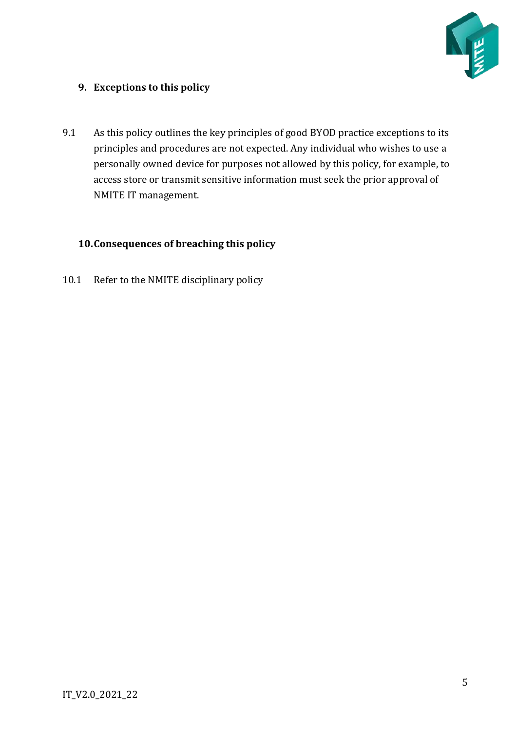## 9. Exceptions to this policy

9.1 As this policy outlines the key principles of good BYOD practice exceptions to its principles and procedures are not expected. Any individual who wishes to use a personally owned device for purposes not allowed by this policy, for example, to access store or transmit sensitive information must seek the prior approval of NMITE IT management.

## 10. Consequences of breaching this policy

10.1 Refer to the NMITE disciplinary policy